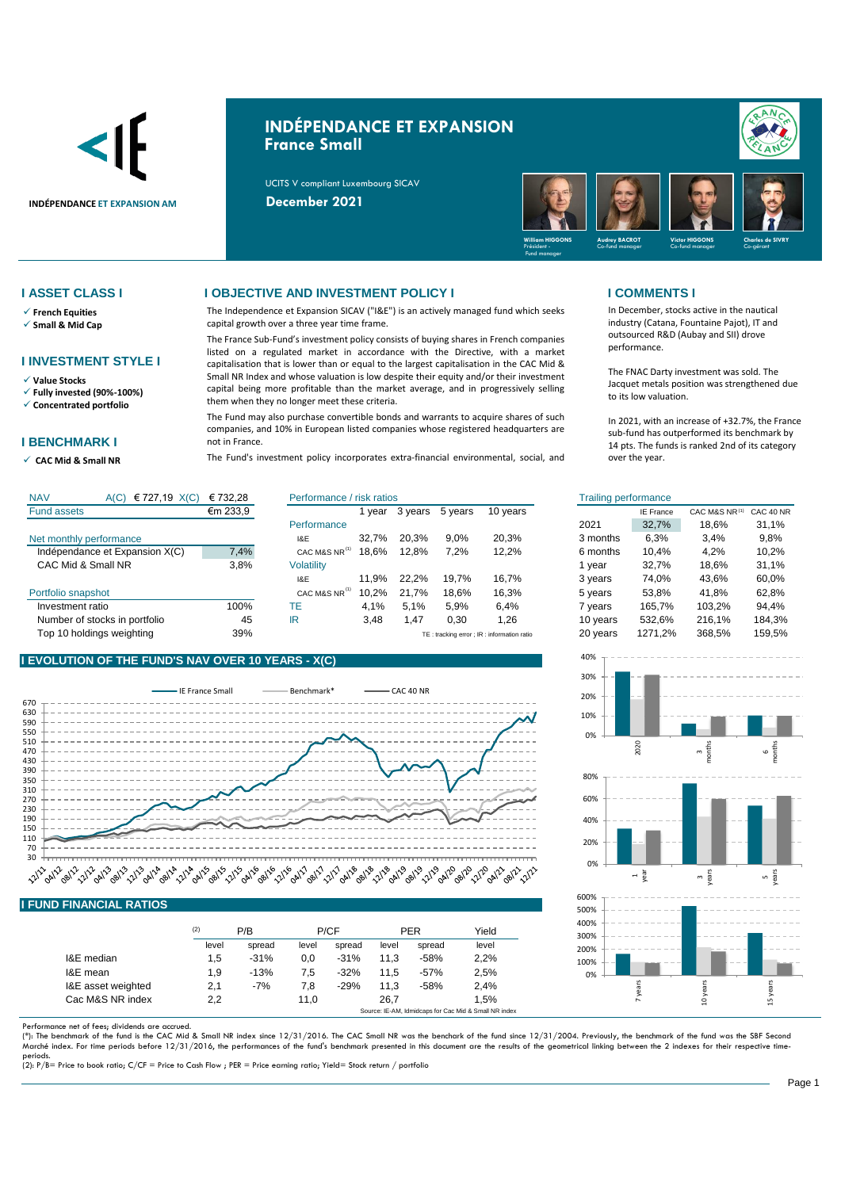INDÉPENDANCE ET EXPANSION AM

# INDÉPENDANCE ET EXPANSION
## France Small

UCITS V compliant Luxembourg SICAV

**December 2021**

William HIGGONS – Président - Fund manager; Audrey BACROT – Co-fund manager; Victor HIGGONS – Co-fund manager; Charles de SIVRY – Co-gérant

## I ASSET CLASS I

- ✓ French Equities
- ✓ Small & Mid Cap

## I INVESTMENT STYLE I

- ✓ Value Stocks
- ✓ Fully invested (90%-100%)
- ✓ Concentrated portfolio

## I BENCHMARK I

- ✓ CAC Mid & Small NR

## I OBJECTIVE AND INVESTMENT POLICY I

The Independence et Expansion SICAV ("I&E") is an actively managed fund which seeks capital growth over a three year time frame.

The France Sub-Fund's investment policy consists of buying shares in French companies listed on a regulated market in accordance with the Directive, with a market capitalisation that is lower than or equal to the largest capitalisation in the CAC Mid & Small NR Index and whose valuation is low despite their equity and/or their investment capital being more profitable than the market average, and in progressively selling them when they no longer meet these criteria.

The Fund may also purchase convertible bonds and warrants to acquire shares of such companies, and 10% in European listed companies whose registered headquarters are not in France.

The Fund's investment policy incorporates extra-financial environmental, social, and

## I COMMENTS I

In December, stocks active in the nautical industry (Catana, Fountaine Pajot), IT and outsourced R&D (Aubay and SII) drove performance.

The FNAC Darty investment was sold. The Jacquet metals position was strengthened due to its low valuation.

In 2021, with an increase of +32.7%, the France sub-fund has outperformed its benchmark by 14 pts. The funds is ranked 2nd of its category over the year.

| NAV | A(C) € 727,19 X(C) | € 732,28 |
|---|---|---|
| Fund assets | | €m 233,9 |
| **Net monthly performance** | | |
| Indépendance et Expansion X(C) | | 7,4% |
| CAC Mid & Small NR | | 3,8% |
| **Portfolio snapshot** | | |
| Investment ratio | | 100% |
| Number of stocks in portfolio | | 45 |
| Top 10 holdings weighting | | 39% |

| Performance / risk ratios | 1 year | 3 years | 5 years | 10 years |
|---|---|---|---|---|
| **Performance** | | | | |
| I&E | 32,7% | 20,3% | 9,0% | 20,3% |
| CAC M&S NR[1] | 18,6% | 12,8% | 7,2% | 12,2% |
| **Volatility** | | | | |
| I&E | 11,9% | 22,2% | 19,7% | 16,7% |
| CAC M&S NR[1] | 10,2% | 21,7% | 18,6% | 16,3% |
| TE | 4,1% | 5,1% | 5,9% | 6,4% |
| IR | 3,48 | 1,47 | 0,30 | 1,26 |

TE : tracking error ; IR : information ratio

| Trailing performance | IE France | CAC M&S NR[1] | CAC 40 NR |
|---|---|---|---|
| 2021 | 32,7% | 18,6% | 31,1% |
| 3 months | 6,3% | 3,4% | 9,8% |
| 6 months | 10,4% | 4,2% | 10,2% |
| 1 year | 32,7% | 18,6% | 31,1% |
| 3 years | 74,0% | 43,6% | 60,0% |
| 5 years | 53,8% | 41,8% | 62,8% |
| 7 years | 165,7% | 103,2% | 94,4% |
| 10 years | 532,6% | 216,1% | 184,3% |
| 20 years | 1271,2% | 368,5% | 159,5% |

## I EVOLUTION OF THE FUND'S NAV OVER 10 YEARS - X(C)

Legend: IE France Small; Benchmark*; CAC 40 NR

## I FUND FINANCIAL RATIOS

| (2) | P/B | | P/CF | | PER | | Yield |
|---|---|---|---|---|---|---|---|
| | level | spread | level | spread | level | spread | level |
| I&E median | 1,5 | -31% | 0,0 | -31% | 11,3 | -58% | 2,2% |
| I&E mean | 1,9 | -13% | 7,5 | -32% | 11,5 | -57% | 2,5% |
| I&E asset weighted | 2,1 | -7% | 7,8 | -29% | 11,3 | -58% | 2,4% |
| Cac M&S NR index | 2,2 | | 11,0 | | 26,7 | | 1,5% |

Source: IE-AM, Idmidcaps for Cac Mid & Small NR index

Performance net of fees; dividends are accrued.

(*): The benchmark of the fund is the CAC Mid & Small NR index since 12/31/2016. The CAC Small NR was the benchark of the fund since 12/31/2004. Previously, the benchmark of the fund was the SBF Second Marché index. For time periods before 12/31/2016, the performances of the fund's benchmark presented in this document are the results of the geometrical linking between the 2 indexes for these time-periods.

(2): P/B= Price to book ratio; C/CF = Price to Cash Flow ; PER = Price earning ratio; Yield= Stock return / portfolio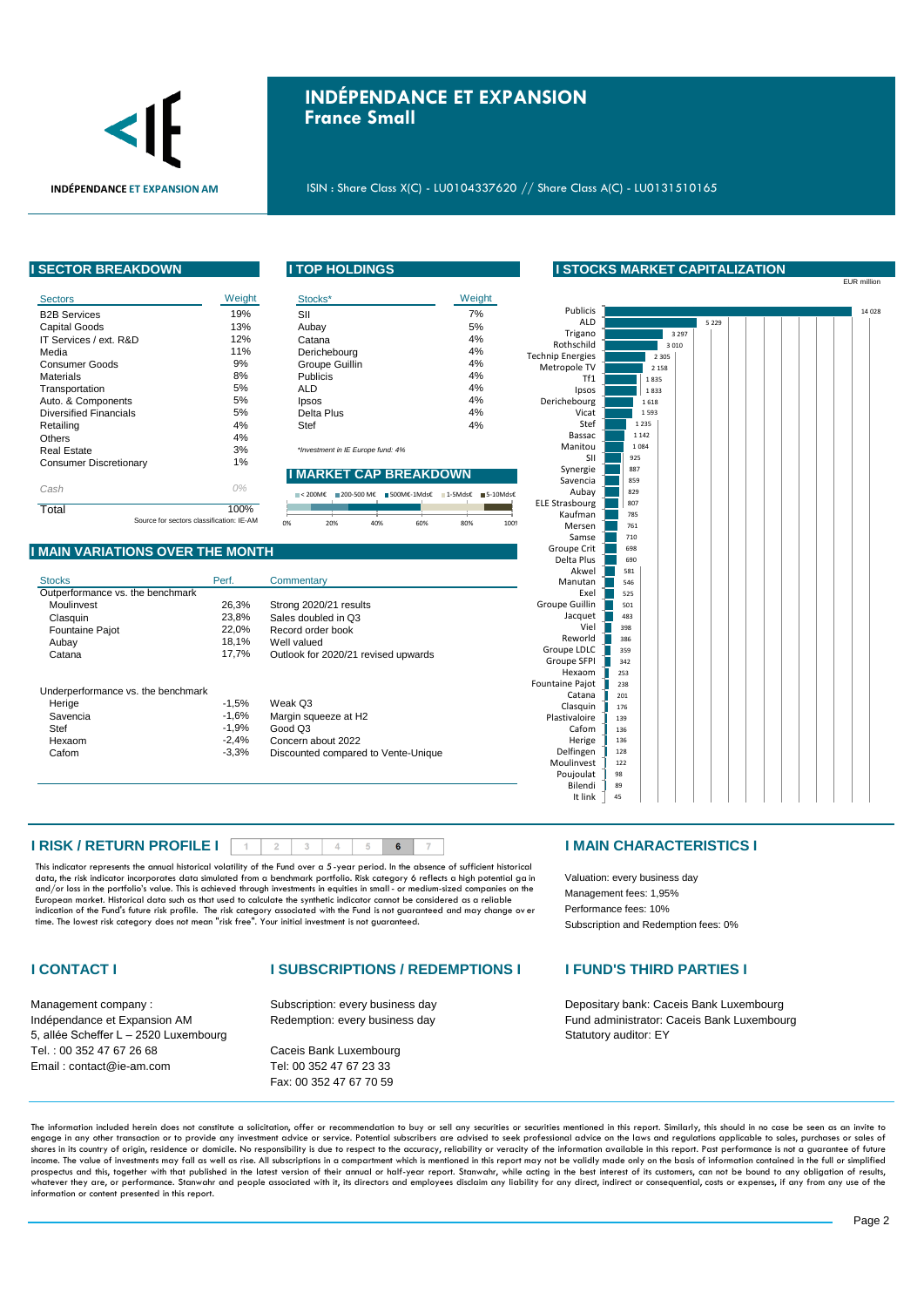# INDÉPENDANCE ET EXPANSION
## France Small

INDÉPENDANCE ET EXPANSION AM

ISIN : Share Class X(C) - LU0104337620 // Share Class A(C) - LU0131510165

## I SECTOR BREAKDOWN

| Sectors | Weight |
|---|---|
| B2B Services | 19% |
| Capital Goods | 13% |
| IT Services / ext. R&D | 12% |
| Media | 11% |
| Consumer Goods | 9% |
| Materials | 8% |
| Transportation | 5% |
| Auto. & Components | 5% |
| Diversified Financials | 5% |
| Retailing | 4% |
| Others | 4% |
| Real Estate | 3% |
| Consumer Discretionary | 1% |
| *Cash* | *0%* |
| Total | 100% |

Source for sectors classification: IE-AM

## I TOP HOLDINGS

| Stocks* | Weight |
|---|---|
| SII | 7% |
| Aubay | 5% |
| Catana | 4% |
| Derichebourg | 4% |
| Groupe Guillin | 4% |
| Publicis | 4% |
| ALD | 4% |
| Ipsos | 4% |
| Delta Plus | 4% |
| Stef | 4% |

*\*Investment in IE Europe fund: 4%*

## I MARKET CAP BREAKDOWN

< 200M€ | 200-500 M€ | 500M€-1Mds€ | 1-5Mds€ | 5-10Mds€

0% 20% 40% 60% 80% 100%

## I STOCKS MARKET CAPITALIZATION

EUR million

Publicis 14 028
ALD 5 229
Trigano 3 297
Rothschild 3 010
Technip Energies 2 305
Metropole TV 2 158
Tf1 1 835
Ipsos 1 833
Derichebourg 1 618
Vicat 1 593
Stef 1 235
Bassac 1 142
Manitou 1 084
SII 925
Synergie 887
Savencia 859
Aubay 829
ELE Strasbourg 807
Kaufman 785
Mersen 761
Samse 710
Groupe Crit 698
Delta Plus 690
Akwel 581
Manutan 546
Exel 525
Groupe Guillin 501
Jacquet 483
Viel 398
Reworld 386
Groupe LDLC 359
Groupe SFPI 342
Hexaom 253
Fountaine Pajot 238
Catana 201
Clasquin 176
Plastivaloire 139
Cafom 136
Herige 136
Delfingen 128
Moulinvest 122
Poujoulat 98
Bilendi 89
It link 45

## I MAIN VARIATIONS OVER THE MONTH

| Stocks | Perf. | Commentary |
|---|---|---|
| Outperformance vs. the benchmark | | |
| Moulinvest | 26,3% | Strong 2020/21 results |
| Clasquin | 23,8% | Sales doubled in Q3 |
| Fountaine Pajot | 22,0% | Record order book |
| Aubay | 18,1% | Well valued |
| Catana | 17,7% | Outlook for 2020/21 revised upwards |
| Underperformance vs. the benchmark | | |
| Herige | -1,5% | Weak Q3 |
| Savencia | -1,6% | Margin squeeze at H2 |
| Stef | -1,9% | Good Q3 |
| Hexaom | -2,4% | Concern about 2022 |
| Cafom | -3,3% | Discounted compared to Vente-Unique |

## I RISK / RETURN PROFILE I

1 2 3 4 5 **6** 7

This indicator represents the annual historical volatility of the Fund over a 5-year period. In the absence of sufficient historical data, the risk indicator incorporates data simulated from a benchmark portfolio. Risk category 6 reflects a high potential gain and/or loss in the portfolio's value. This is achieved through investments in equities in small- or medium-sized companies on the European market. Historical data such as that used to calculate the synthetic indicator cannot be considered as a reliable indication of the Fund's future risk profile. The risk category associated with the Fund is not guaranteed and may change over time. The lowest risk category does not mean "risk free". Your initial investment is not guaranteed.

## I MAIN CHARACTERISTICS I

Valuation: every business day

Management fees: 1,95%

Performance fees: 10%

Subscription and Redemption fees: 0%

## I CONTACT I

Management company :
Indépendance et Expansion AM
5, allée Scheffer L – 2520 Luxembourg
Tel. : 00 352 47 67 26 68
Email : contact@ie-am.com

## I SUBSCRIPTIONS / REDEMPTIONS I

Subscription: every business day
Redemption: every business day

Caceis Bank Luxembourg
Tel: 00 352 47 67 23 33
Fax: 00 352 47 67 70 59

## I FUND'S THIRD PARTIES I

Depositary bank: Caceis Bank Luxembourg
Fund administrator: Caceis Bank Luxembourg
Statutory auditor: EY

The information included herein does not constitute a solicitation, offer or recommendation to buy or sell any securities or securities mentioned in this report. Similarly, this should in no case be seen as an invite to engage in any other transaction or to provide any investment advice or service. Potential subscribers are advised to seek professional advice on the laws and regulations applicable to sales, purchases or sales of shares in its country of origin, residence or domicile. No responsibility is due to respect to the accuracy, reliability or veracity of the information available in this report. Past performance is not a guarantee of future income. The value of investments may fall as well as rise. All subscriptions in a compartment which is mentioned in this report may not be validly made only on the basis of information contained in the full or simplified prospectus and this, together with that published in the latest version of their annual or half-year report. Stanwahr, while acting in the best interest of its customers, can not be bound to any obligation of results, whatever they are, or performance. Stanwahr and people associated with it, its directors and employees disclaim any liability for any direct, indirect or consequential, costs or expenses, if any from any use of the information or content presented in this report.